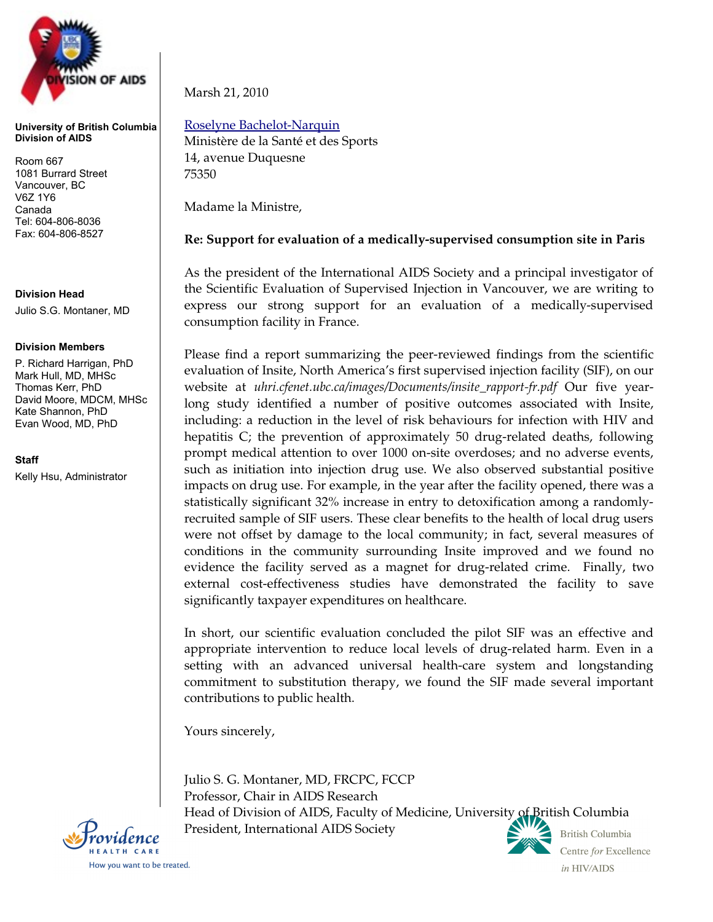DIVISION OF AIDS

**University of British Columbia Division of AIDS**

Room 667
1081 Burrard Street
Vancouver, BC
V6Z 1Y6
Canada
Tel: 604-806-8036
Fax: 604-806-8527

**Division Head**

Julio S.G. Montaner, MD

**Division Members**

P. Richard Harrigan, PhD
Mark Hull, MD, MHSc
Thomas Kerr, PhD
David Moore, MDCM, MHSc
Kate Shannon, PhD
Evan Wood, MD, PhD

**Staff**

Kelly Hsu, Administrator

Marsh 21, 2010

Roselyne Bachelot-Narquin
Ministère de la Santé et des Sports
14, avenue Duquesne
75350

Madame la Ministre,

**Re: Support for evaluation of a medically-supervised consumption site in Paris**

As the president of the International AIDS Society and a principal investigator of the Scientific Evaluation of Supervised Injection in Vancouver, we are writing to express our strong support for an evaluation of a medically-supervised consumption facility in France.

Please find a report summarizing the peer-reviewed findings from the scientific evaluation of Insite, North America's first supervised injection facility (SIF), on our website at *uhri.cfenet.ubc.ca/images/Documents/insite_rapport-fr.pdf* Our five year-long study identified a number of positive outcomes associated with Insite, including: a reduction in the level of risk behaviours for infection with HIV and hepatitis C; the prevention of approximately 50 drug-related deaths, following prompt medical attention to over 1000 on-site overdoses; and no adverse events, such as initiation into injection drug use. We also observed substantial positive impacts on drug use. For example, in the year after the facility opened, there was a statistically significant 32% increase in entry to detoxification among a randomly-recruited sample of SIF users. These clear benefits to the health of local drug users were not offset by damage to the local community; in fact, several measures of conditions in the community surrounding Insite improved and we found no evidence the facility served as a magnet for drug-related crime. Finally, two external cost-effectiveness studies have demonstrated the facility to save significantly taxpayer expenditures on healthcare.

In short, our scientific evaluation concluded the pilot SIF was an effective and appropriate intervention to reduce local levels of drug-related harm. Even in a setting with an advanced universal health-care system and longstanding commitment to substitution therapy, we found the SIF made several important contributions to public health.

Yours sincerely,

Julio S. G. Montaner, MD, FRCPC, FCCP
Professor, Chair in AIDS Research
Head of Division of AIDS, Faculty of Medicine, University of British Columbia
President, International AIDS Society

Providence HEALTH CARE
How you want to be treated.

British Columbia Centre *for* Excellence *in* HIV/AIDS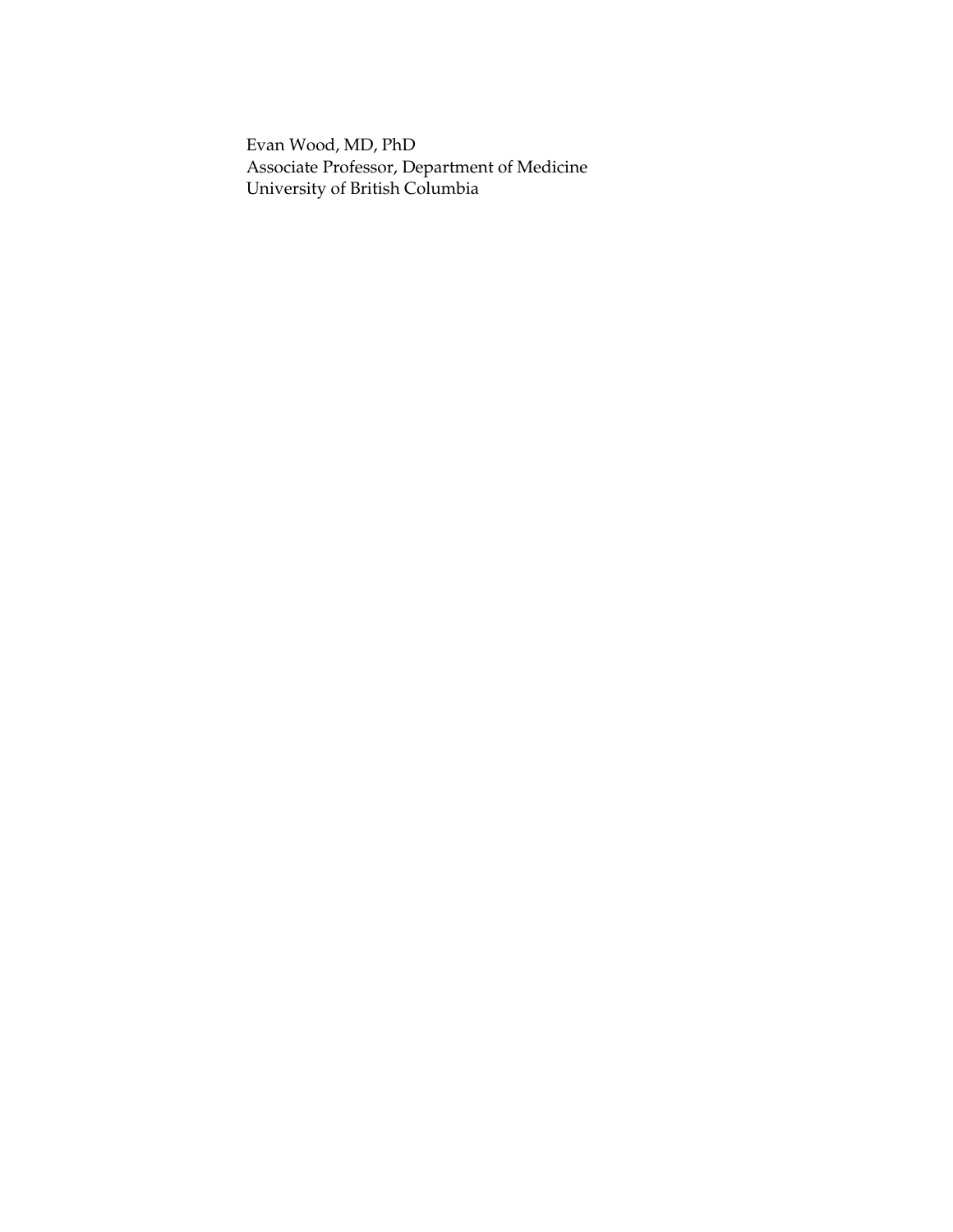Evan Wood, MD, PhD
Associate Professor, Department of Medicine
University of British Columbia